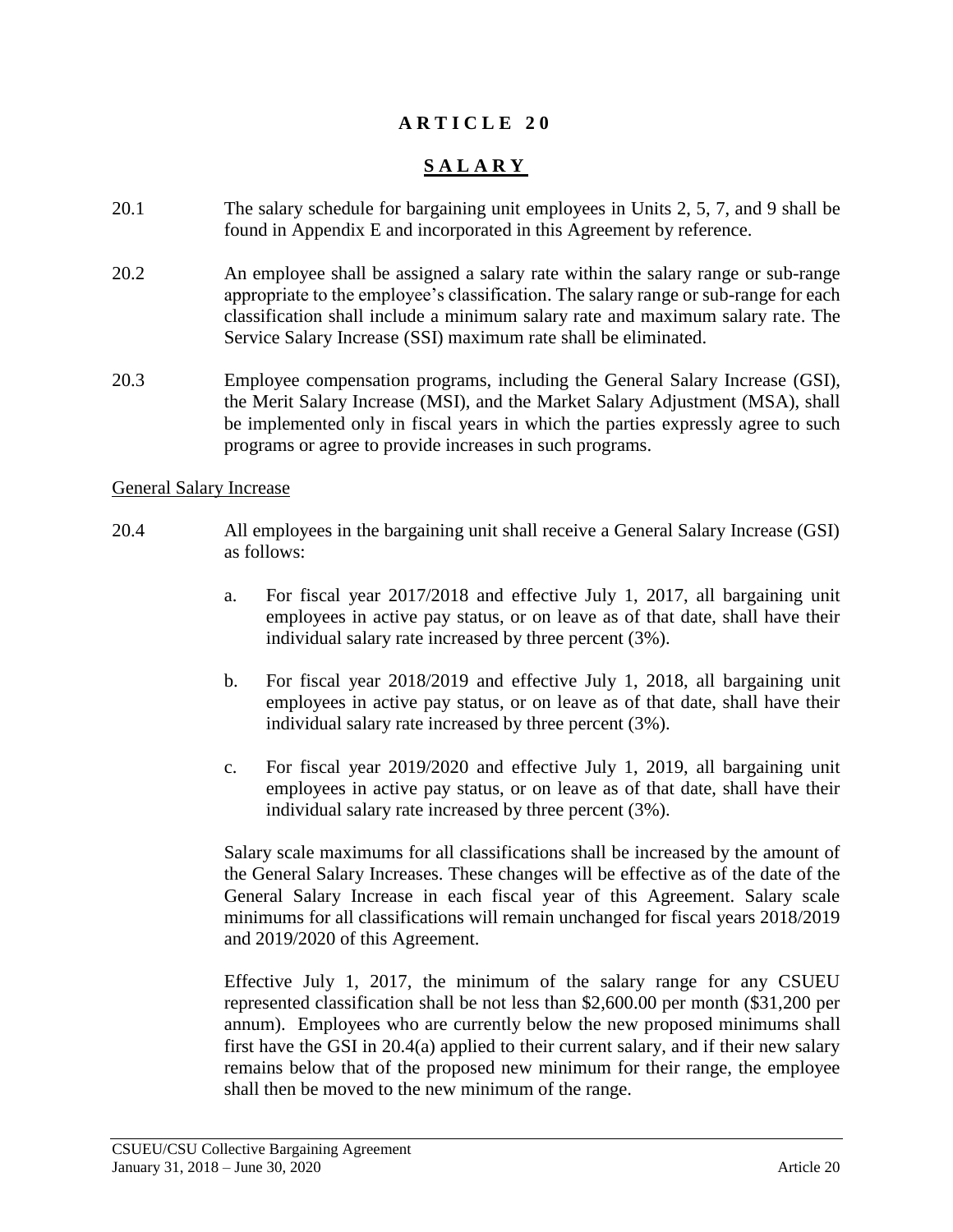# ARTICLE 20

## SALARY

20.1 The salary schedule for bargaining unit employees in Units 2, 5, 7, and 9 shall be found in Appendix E and incorporated in this Agreement by reference.

20.2 An employee shall be assigned a salary rate within the salary range or sub-range appropriate to the employee's classification. The salary range or sub-range for each classification shall include a minimum salary rate and maximum salary rate. The Service Salary Increase (SSI) maximum rate shall be eliminated.

20.3 Employee compensation programs, including the General Salary Increase (GSI), the Merit Salary Increase (MSI), and the Market Salary Adjustment (MSA), shall be implemented only in fiscal years in which the parties expressly agree to such programs or agree to provide increases in such programs.

### General Salary Increase

20.4 All employees in the bargaining unit shall receive a General Salary Increase (GSI) as follows:

a. For fiscal year 2017/2018 and effective July 1, 2017, all bargaining unit employees in active pay status, or on leave as of that date, shall have their individual salary rate increased by three percent (3%).

b. For fiscal year 2018/2019 and effective July 1, 2018, all bargaining unit employees in active pay status, or on leave as of that date, shall have their individual salary rate increased by three percent (3%).

c. For fiscal year 2019/2020 and effective July 1, 2019, all bargaining unit employees in active pay status, or on leave as of that date, shall have their individual salary rate increased by three percent (3%).

Salary scale maximums for all classifications shall be increased by the amount of the General Salary Increases. These changes will be effective as of the date of the General Salary Increase in each fiscal year of this Agreement. Salary scale minimums for all classifications will remain unchanged for fiscal years 2018/2019 and 2019/2020 of this Agreement.

Effective July 1, 2017, the minimum of the salary range for any CSUEU represented classification shall be not less than $2,600.00 per month ($31,200 per annum). Employees who are currently below the new proposed minimums shall first have the GSI in 20.4(a) applied to their current salary, and if their new salary remains below that of the proposed new minimum for their range, the employee shall then be moved to the new minimum of the range.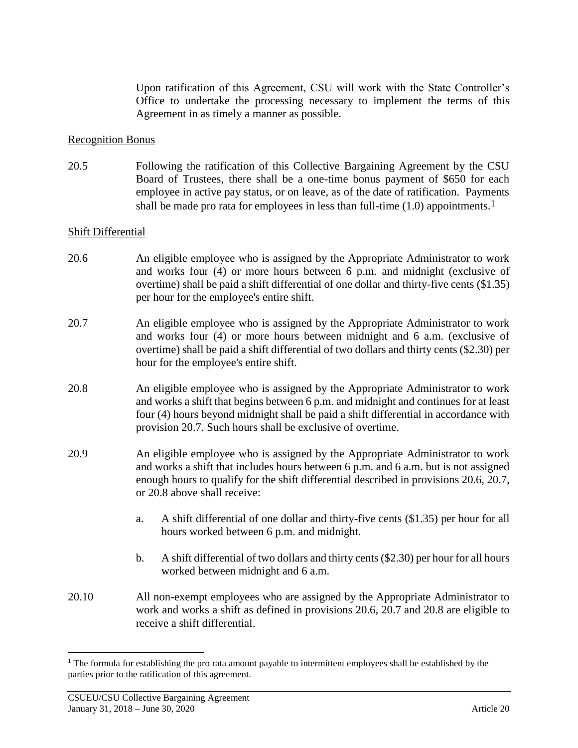Upon ratification of this Agreement, CSU will work with the State Controller's Office to undertake the processing necessary to implement the terms of this Agreement in as timely a manner as possible.

## Recognition Bonus

20.5 Following the ratification of this Collective Bargaining Agreement by the CSU Board of Trustees, there shall be a one-time bonus payment of $650 for each employee in active pay status, or on leave, as of the date of ratification. Payments shall be made pro rata for employees in less than full-time (1.0) appointments.[1]

## Shift Differential

20.6 An eligible employee who is assigned by the Appropriate Administrator to work and works four (4) or more hours between 6 p.m. and midnight (exclusive of overtime) shall be paid a shift differential of one dollar and thirty-five cents ($1.35) per hour for the employee's entire shift.

20.7 An eligible employee who is assigned by the Appropriate Administrator to work and works four (4) or more hours between midnight and 6 a.m. (exclusive of overtime) shall be paid a shift differential of two dollars and thirty cents ($2.30) per hour for the employee's entire shift.

20.8 An eligible employee who is assigned by the Appropriate Administrator to work and works a shift that begins between 6 p.m. and midnight and continues for at least four (4) hours beyond midnight shall be paid a shift differential in accordance with provision 20.7. Such hours shall be exclusive of overtime.

20.9 An eligible employee who is assigned by the Appropriate Administrator to work and works a shift that includes hours between 6 p.m. and 6 a.m. but is not assigned enough hours to qualify for the shift differential described in provisions 20.6, 20.7, or 20.8 above shall receive:

a. A shift differential of one dollar and thirty-five cents ($1.35) per hour for all hours worked between 6 p.m. and midnight.

b. A shift differential of two dollars and thirty cents ($2.30) per hour for all hours worked between midnight and 6 a.m.

20.10 All non-exempt employees who are assigned by the Appropriate Administrator to work and works a shift as defined in provisions 20.6, 20.7 and 20.8 are eligible to receive a shift differential.

---

[1] The formula for establishing the pro rata amount payable to intermittent employees shall be established by the parties prior to the ratification of this agreement.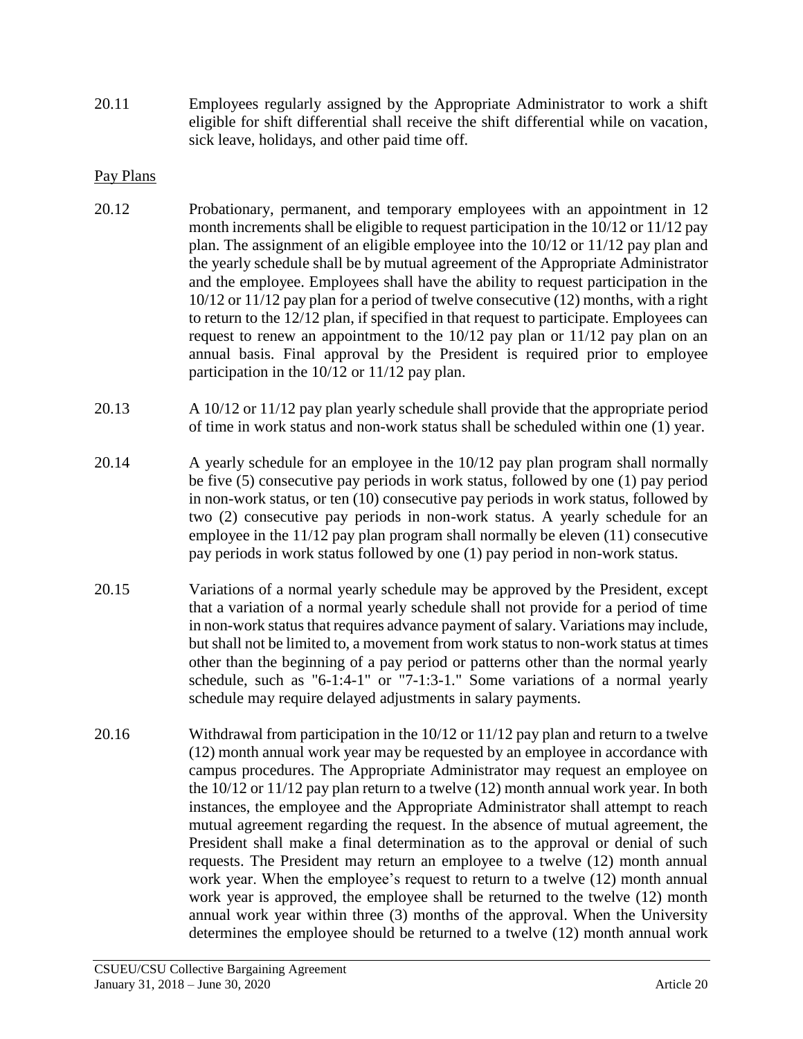20.11 Employees regularly assigned by the Appropriate Administrator to work a shift eligible for shift differential shall receive the shift differential while on vacation, sick leave, holidays, and other paid time off.

Pay Plans

20.12 Probationary, permanent, and temporary employees with an appointment in 12 month increments shall be eligible to request participation in the 10/12 or 11/12 pay plan. The assignment of an eligible employee into the 10/12 or 11/12 pay plan and the yearly schedule shall be by mutual agreement of the Appropriate Administrator and the employee. Employees shall have the ability to request participation in the 10/12 or 11/12 pay plan for a period of twelve consecutive (12) months, with a right to return to the 12/12 plan, if specified in that request to participate. Employees can request to renew an appointment to the 10/12 pay plan or 11/12 pay plan on an annual basis. Final approval by the President is required prior to employee participation in the 10/12 or 11/12 pay plan.

20.13 A 10/12 or 11/12 pay plan yearly schedule shall provide that the appropriate period of time in work status and non-work status shall be scheduled within one (1) year.

20.14 A yearly schedule for an employee in the 10/12 pay plan program shall normally be five (5) consecutive pay periods in work status, followed by one (1) pay period in non-work status, or ten (10) consecutive pay periods in work status, followed by two (2) consecutive pay periods in non-work status. A yearly schedule for an employee in the 11/12 pay plan program shall normally be eleven (11) consecutive pay periods in work status followed by one (1) pay period in non-work status.

20.15 Variations of a normal yearly schedule may be approved by the President, except that a variation of a normal yearly schedule shall not provide for a period of time in non-work status that requires advance payment of salary. Variations may include, but shall not be limited to, a movement from work status to non-work status at times other than the beginning of a pay period or patterns other than the normal yearly schedule, such as "6-1:4-1" or "7-1:3-1." Some variations of a normal yearly schedule may require delayed adjustments in salary payments.

20.16 Withdrawal from participation in the 10/12 or 11/12 pay plan and return to a twelve (12) month annual work year may be requested by an employee in accordance with campus procedures. The Appropriate Administrator may request an employee on the 10/12 or 11/12 pay plan return to a twelve (12) month annual work year. In both instances, the employee and the Appropriate Administrator shall attempt to reach mutual agreement regarding the request. In the absence of mutual agreement, the President shall make a final determination as to the approval or denial of such requests. The President may return an employee to a twelve (12) month annual work year. When the employee's request to return to a twelve (12) month annual work year is approved, the employee shall be returned to the twelve (12) month annual work year within three (3) months of the approval. When the University determines the employee should be returned to a twelve (12) month annual work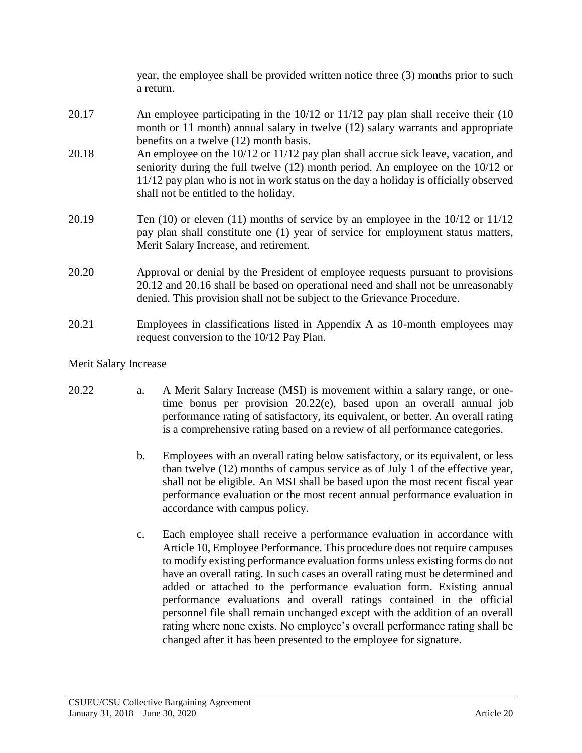year, the employee shall be provided written notice three (3) months prior to such a return.

20.17 An employee participating in the 10/12 or 11/12 pay plan shall receive their (10 month or 11 month) annual salary in twelve (12) salary warrants and appropriate benefits on a twelve (12) month basis.

20.18 An employee on the 10/12 or 11/12 pay plan shall accrue sick leave, vacation, and seniority during the full twelve (12) month period. An employee on the 10/12 or 11/12 pay plan who is not in work status on the day a holiday is officially observed shall not be entitled to the holiday.

20.19 Ten (10) or eleven (11) months of service by an employee in the 10/12 or 11/12 pay plan shall constitute one (1) year of service for employment status matters, Merit Salary Increase, and retirement.

20.20 Approval or denial by the President of employee requests pursuant to provisions 20.12 and 20.16 shall be based on operational need and shall not be unreasonably denied. This provision shall not be subject to the Grievance Procedure.

20.21 Employees in classifications listed in Appendix A as 10-month employees may request conversion to the 10/12 Pay Plan.

Merit Salary Increase

20.22 a. A Merit Salary Increase (MSI) is movement within a salary range, or one-time bonus per provision 20.22(e), based upon an overall annual job performance rating of satisfactory, its equivalent, or better. An overall rating is a comprehensive rating based on a review of all performance categories.

b. Employees with an overall rating below satisfactory, or its equivalent, or less than twelve (12) months of campus service as of July 1 of the effective year, shall not be eligible. An MSI shall be based upon the most recent fiscal year performance evaluation or the most recent annual performance evaluation in accordance with campus policy.

c. Each employee shall receive a performance evaluation in accordance with Article 10, Employee Performance. This procedure does not require campuses to modify existing performance evaluation forms unless existing forms do not have an overall rating. In such cases an overall rating must be determined and added or attached to the performance evaluation form. Existing annual performance evaluations and overall ratings contained in the official personnel file shall remain unchanged except with the addition of an overall rating where none exists. No employee's overall performance rating shall be changed after it has been presented to the employee for signature.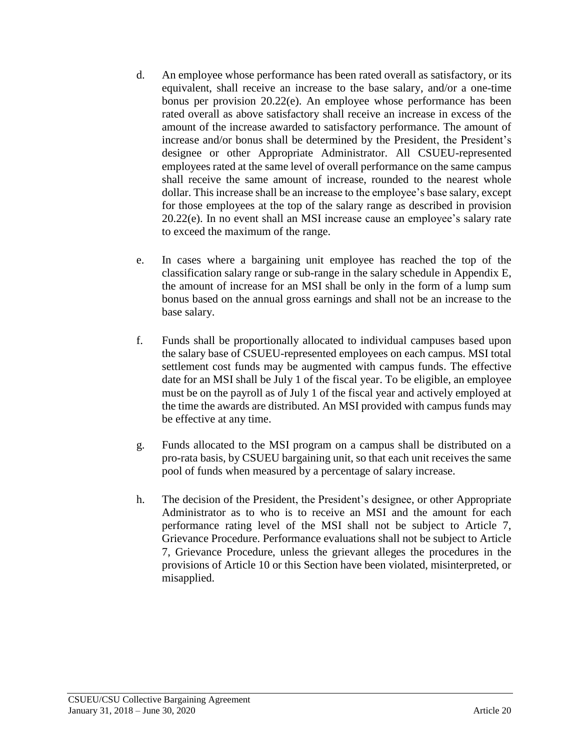d. An employee whose performance has been rated overall as satisfactory, or its equivalent, shall receive an increase to the base salary, and/or a one-time bonus per provision 20.22(e). An employee whose performance has been rated overall as above satisfactory shall receive an increase in excess of the amount of the increase awarded to satisfactory performance. The amount of increase and/or bonus shall be determined by the President, the President's designee or other Appropriate Administrator. All CSUEU-represented employees rated at the same level of overall performance on the same campus shall receive the same amount of increase, rounded to the nearest whole dollar. This increase shall be an increase to the employee's base salary, except for those employees at the top of the salary range as described in provision 20.22(e). In no event shall an MSI increase cause an employee's salary rate to exceed the maximum of the range.

e. In cases where a bargaining unit employee has reached the top of the classification salary range or sub-range in the salary schedule in Appendix E, the amount of increase for an MSI shall be only in the form of a lump sum bonus based on the annual gross earnings and shall not be an increase to the base salary.

f. Funds shall be proportionally allocated to individual campuses based upon the salary base of CSUEU-represented employees on each campus. MSI total settlement cost funds may be augmented with campus funds. The effective date for an MSI shall be July 1 of the fiscal year. To be eligible, an employee must be on the payroll as of July 1 of the fiscal year and actively employed at the time the awards are distributed. An MSI provided with campus funds may be effective at any time.

g. Funds allocated to the MSI program on a campus shall be distributed on a pro-rata basis, by CSUEU bargaining unit, so that each unit receives the same pool of funds when measured by a percentage of salary increase.

h. The decision of the President, the President's designee, or other Appropriate Administrator as to who is to receive an MSI and the amount for each performance rating level of the MSI shall not be subject to Article 7, Grievance Procedure. Performance evaluations shall not be subject to Article 7, Grievance Procedure, unless the grievant alleges the procedures in the provisions of Article 10 or this Section have been violated, misinterpreted, or misapplied.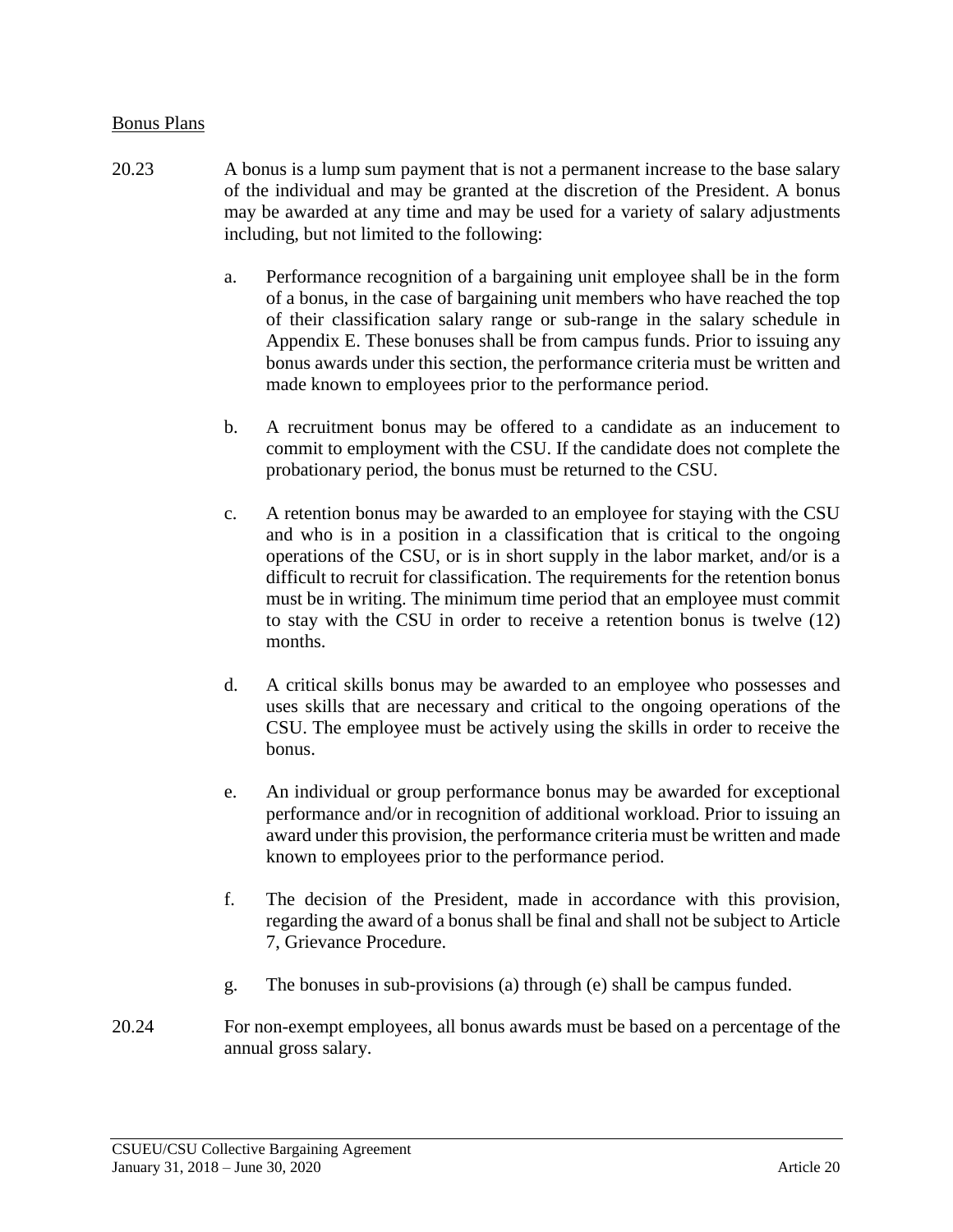Bonus Plans

20.23 A bonus is a lump sum payment that is not a permanent increase to the base salary of the individual and may be granted at the discretion of the President. A bonus may be awarded at any time and may be used for a variety of salary adjustments including, but not limited to the following:

a. Performance recognition of a bargaining unit employee shall be in the form of a bonus, in the case of bargaining unit members who have reached the top of their classification salary range or sub-range in the salary schedule in Appendix E. These bonuses shall be from campus funds. Prior to issuing any bonus awards under this section, the performance criteria must be written and made known to employees prior to the performance period.

b. A recruitment bonus may be offered to a candidate as an inducement to commit to employment with the CSU. If the candidate does not complete the probationary period, the bonus must be returned to the CSU.

c. A retention bonus may be awarded to an employee for staying with the CSU and who is in a position in a classification that is critical to the ongoing operations of the CSU, or is in short supply in the labor market, and/or is a difficult to recruit for classification. The requirements for the retention bonus must be in writing. The minimum time period that an employee must commit to stay with the CSU in order to receive a retention bonus is twelve (12) months.

d. A critical skills bonus may be awarded to an employee who possesses and uses skills that are necessary and critical to the ongoing operations of the CSU. The employee must be actively using the skills in order to receive the bonus.

e. An individual or group performance bonus may be awarded for exceptional performance and/or in recognition of additional workload. Prior to issuing an award under this provision, the performance criteria must be written and made known to employees prior to the performance period.

f. The decision of the President, made in accordance with this provision, regarding the award of a bonus shall be final and shall not be subject to Article 7, Grievance Procedure.

g. The bonuses in sub-provisions (a) through (e) shall be campus funded.

20.24 For non-exempt employees, all bonus awards must be based on a percentage of the annual gross salary.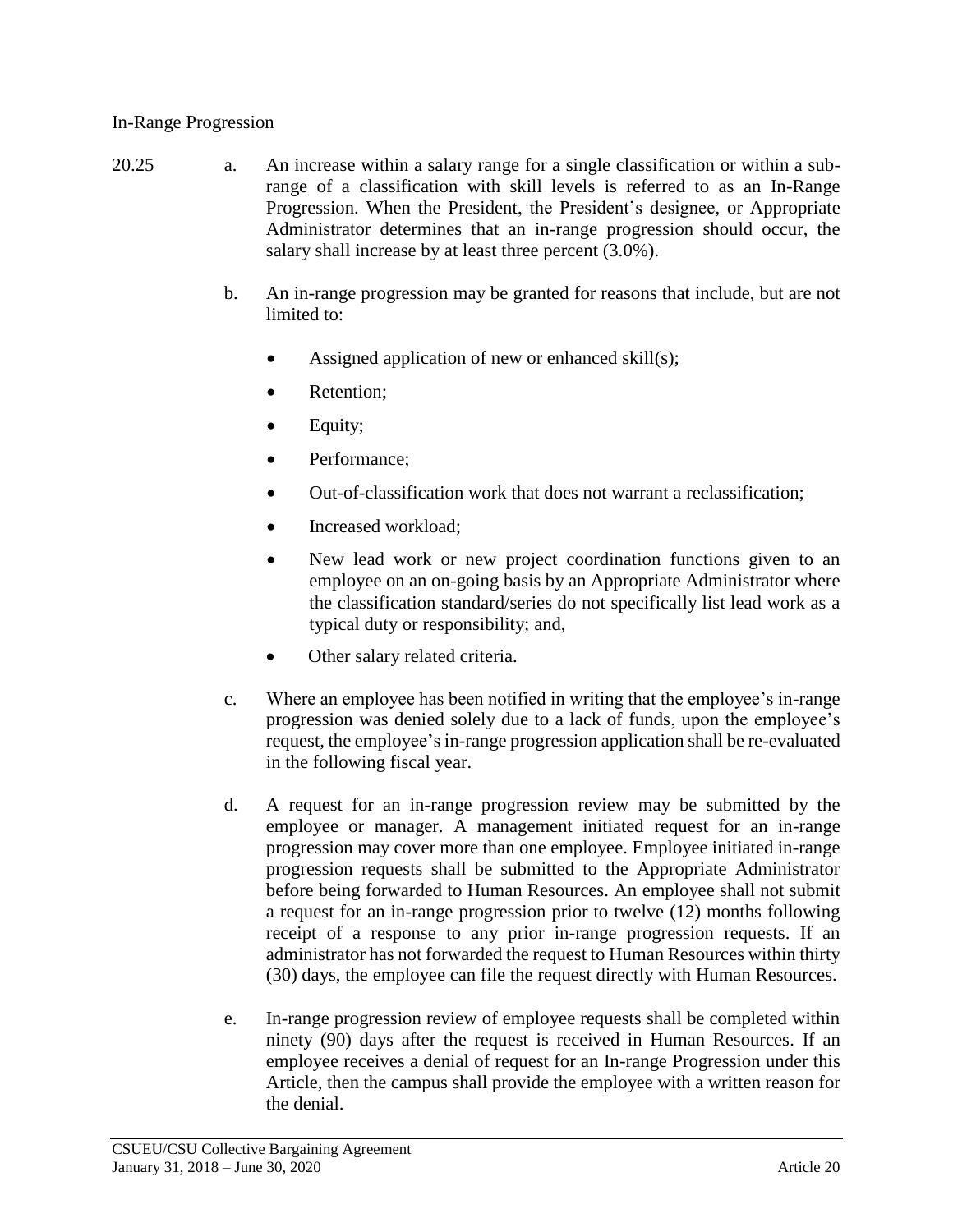In-Range Progression

20.25

a. An increase within a salary range for a single classification or within a sub-range of a classification with skill levels is referred to as an In-Range Progression. When the President, the President's designee, or Appropriate Administrator determines that an in-range progression should occur, the salary shall increase by at least three percent (3.0%).

b. An in-range progression may be granted for reasons that include, but are not limited to:

- Assigned application of new or enhanced skill(s);
- Retention;
- Equity;
- Performance;
- Out-of-classification work that does not warrant a reclassification;
- Increased workload;
- New lead work or new project coordination functions given to an employee on an on-going basis by an Appropriate Administrator where the classification standard/series do not specifically list lead work as a typical duty or responsibility; and,
- Other salary related criteria.

c. Where an employee has been notified in writing that the employee's in-range progression was denied solely due to a lack of funds, upon the employee's request, the employee's in-range progression application shall be re-evaluated in the following fiscal year.

d. A request for an in-range progression review may be submitted by the employee or manager. A management initiated request for an in-range progression may cover more than one employee. Employee initiated in-range progression requests shall be submitted to the Appropriate Administrator before being forwarded to Human Resources. An employee shall not submit a request for an in-range progression prior to twelve (12) months following receipt of a response to any prior in-range progression requests. If an administrator has not forwarded the request to Human Resources within thirty (30) days, the employee can file the request directly with Human Resources.

e. In-range progression review of employee requests shall be completed within ninety (90) days after the request is received in Human Resources. If an employee receives a denial of request for an In-range Progression under this Article, then the campus shall provide the employee with a written reason for the denial.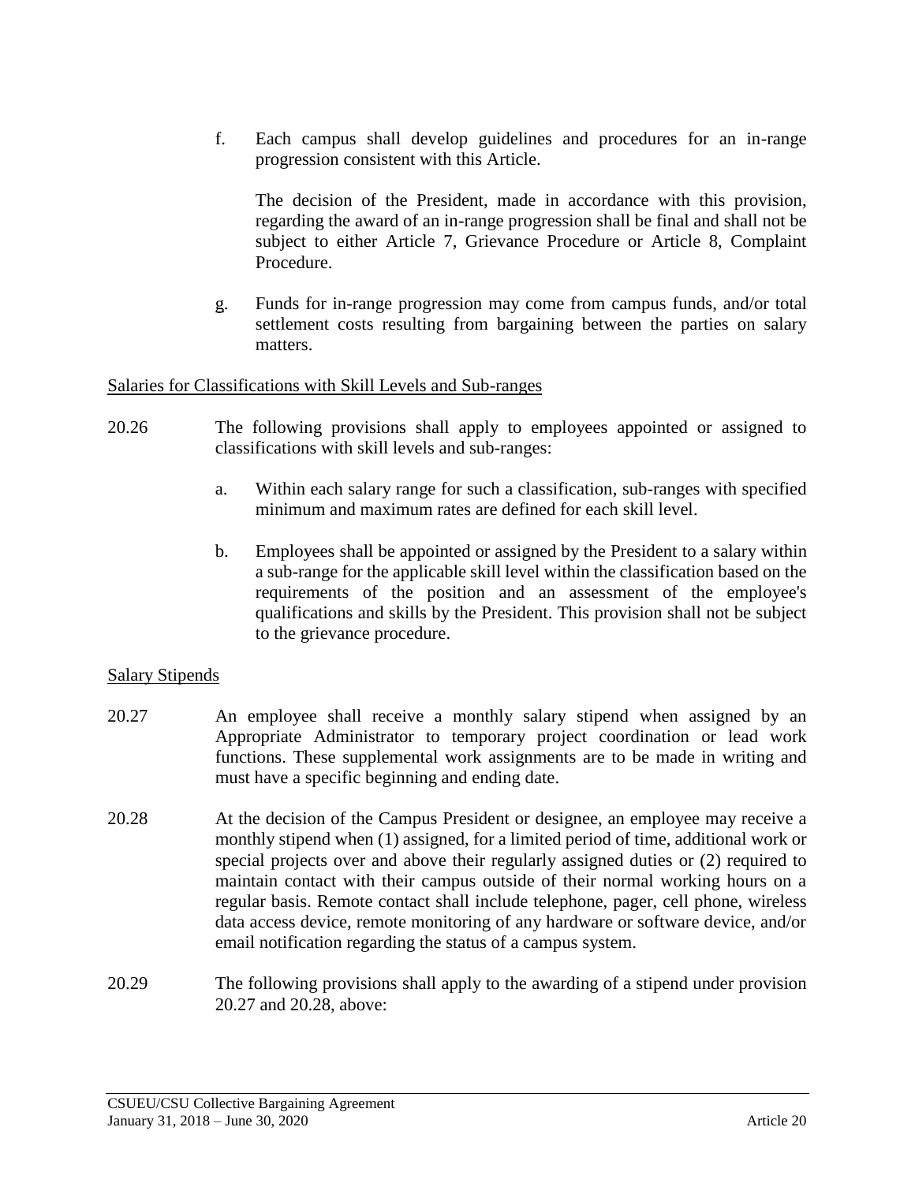f. Each campus shall develop guidelines and procedures for an in-range progression consistent with this Article.

   The decision of the President, made in accordance with this provision, regarding the award of an in-range progression shall be final and shall not be subject to either Article 7, Grievance Procedure or Article 8, Complaint Procedure.

g. Funds for in-range progression may come from campus funds, and/or total settlement costs resulting from bargaining between the parties on salary matters.

Salaries for Classifications with Skill Levels and Sub-ranges

20.26 The following provisions shall apply to employees appointed or assigned to classifications with skill levels and sub-ranges:

a. Within each salary range for such a classification, sub-ranges with specified minimum and maximum rates are defined for each skill level.

b. Employees shall be appointed or assigned by the President to a salary within a sub-range for the applicable skill level within the classification based on the requirements of the position and an assessment of the employee's qualifications and skills by the President. This provision shall not be subject to the grievance procedure.

Salary Stipends

20.27 An employee shall receive a monthly salary stipend when assigned by an Appropriate Administrator to temporary project coordination or lead work functions. These supplemental work assignments are to be made in writing and must have a specific beginning and ending date.

20.28 At the decision of the Campus President or designee, an employee may receive a monthly stipend when (1) assigned, for a limited period of time, additional work or special projects over and above their regularly assigned duties or (2) required to maintain contact with their campus outside of their normal working hours on a regular basis. Remote contact shall include telephone, pager, cell phone, wireless data access device, remote monitoring of any hardware or software device, and/or email notification regarding the status of a campus system.

20.29 The following provisions shall apply to the awarding of a stipend under provision 20.27 and 20.28, above: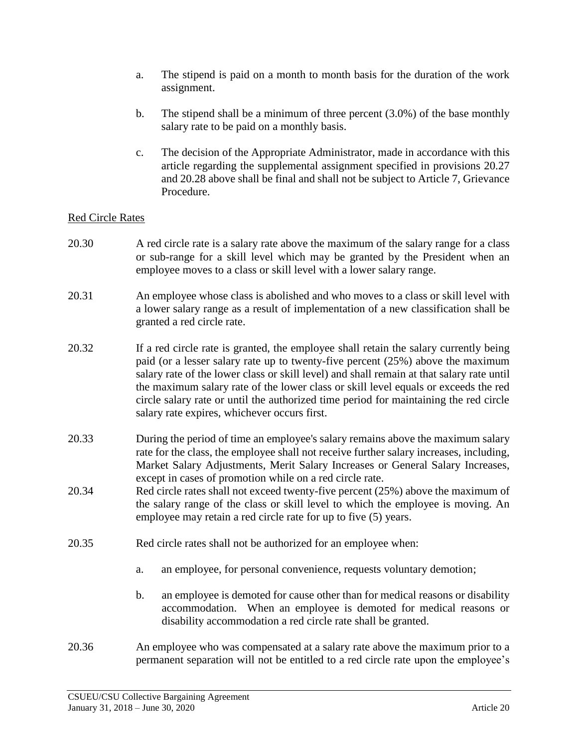a. The stipend is paid on a month to month basis for the duration of the work assignment.

b. The stipend shall be a minimum of three percent (3.0%) of the base monthly salary rate to be paid on a monthly basis.

c. The decision of the Appropriate Administrator, made in accordance with this article regarding the supplemental assignment specified in provisions 20.27 and 20.28 above shall be final and shall not be subject to Article 7, Grievance Procedure.

<u>Red Circle Rates</u>

20.30 A red circle rate is a salary rate above the maximum of the salary range for a class or sub-range for a skill level which may be granted by the President when an employee moves to a class or skill level with a lower salary range.

20.31 An employee whose class is abolished and who moves to a class or skill level with a lower salary range as a result of implementation of a new classification shall be granted a red circle rate.

20.32 If a red circle rate is granted, the employee shall retain the salary currently being paid (or a lesser salary rate up to twenty-five percent (25%) above the maximum salary rate of the lower class or skill level) and shall remain at that salary rate until the maximum salary rate of the lower class or skill level equals or exceeds the red circle salary rate or until the authorized time period for maintaining the red circle salary rate expires, whichever occurs first.

20.33 During the period of time an employee's salary remains above the maximum salary rate for the class, the employee shall not receive further salary increases, including, Market Salary Adjustments, Merit Salary Increases or General Salary Increases, except in cases of promotion while on a red circle rate.

20.34 Red circle rates shall not exceed twenty-five percent (25%) above the maximum of the salary range of the class or skill level to which the employee is moving. An employee may retain a red circle rate for up to five (5) years.

20.35 Red circle rates shall not be authorized for an employee when:

a. an employee, for personal convenience, requests voluntary demotion;

b. an employee is demoted for cause other than for medical reasons or disability accommodation. When an employee is demoted for medical reasons or disability accommodation a red circle rate shall be granted.

20.36 An employee who was compensated at a salary rate above the maximum prior to a permanent separation will not be entitled to a red circle rate upon the employee's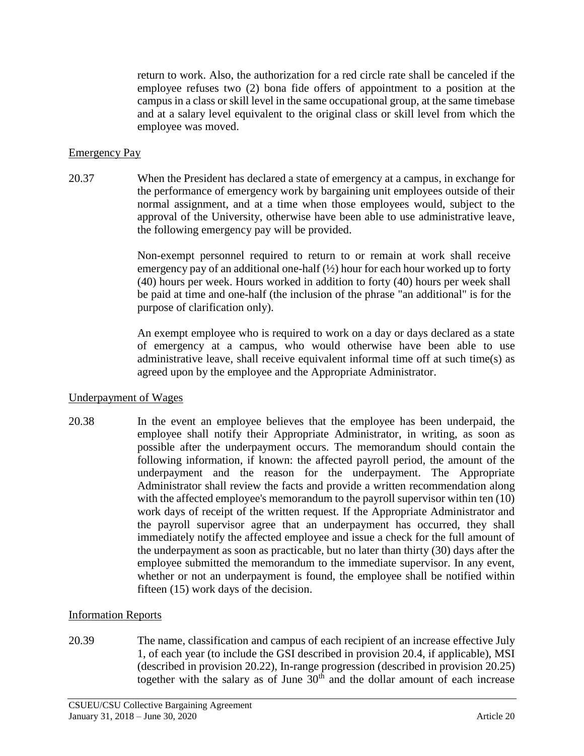return to work. Also, the authorization for a red circle rate shall be canceled if the employee refuses two (2) bona fide offers of appointment to a position at the campus in a class or skill level in the same occupational group, at the same timebase and at a salary level equivalent to the original class or skill level from which the employee was moved.

## Emergency Pay

20.37 When the President has declared a state of emergency at a campus, in exchange for the performance of emergency work by bargaining unit employees outside of their normal assignment, and at a time when those employees would, subject to the approval of the University, otherwise have been able to use administrative leave, the following emergency pay will be provided.

Non-exempt personnel required to return to or remain at work shall receive emergency pay of an additional one-half (½) hour for each hour worked up to forty (40) hours per week. Hours worked in addition to forty (40) hours per week shall be paid at time and one-half (the inclusion of the phrase "an additional" is for the purpose of clarification only).

An exempt employee who is required to work on a day or days declared as a state of emergency at a campus, who would otherwise have been able to use administrative leave, shall receive equivalent informal time off at such time(s) as agreed upon by the employee and the Appropriate Administrator.

## Underpayment of Wages

20.38 In the event an employee believes that the employee has been underpaid, the employee shall notify their Appropriate Administrator, in writing, as soon as possible after the underpayment occurs. The memorandum should contain the following information, if known: the affected payroll period, the amount of the underpayment and the reason for the underpayment. The Appropriate Administrator shall review the facts and provide a written recommendation along with the affected employee's memorandum to the payroll supervisor within ten (10) work days of receipt of the written request. If the Appropriate Administrator and the payroll supervisor agree that an underpayment has occurred, they shall immediately notify the affected employee and issue a check for the full amount of the underpayment as soon as practicable, but no later than thirty (30) days after the employee submitted the memorandum to the immediate supervisor. In any event, whether or not an underpayment is found, the employee shall be notified within fifteen (15) work days of the decision.

## Information Reports

20.39 The name, classification and campus of each recipient of an increase effective July 1, of each year (to include the GSI described in provision 20.4, if applicable), MSI (described in provision 20.22), In-range progression (described in provision 20.25) together with the salary as of June 30th and the dollar amount of each increase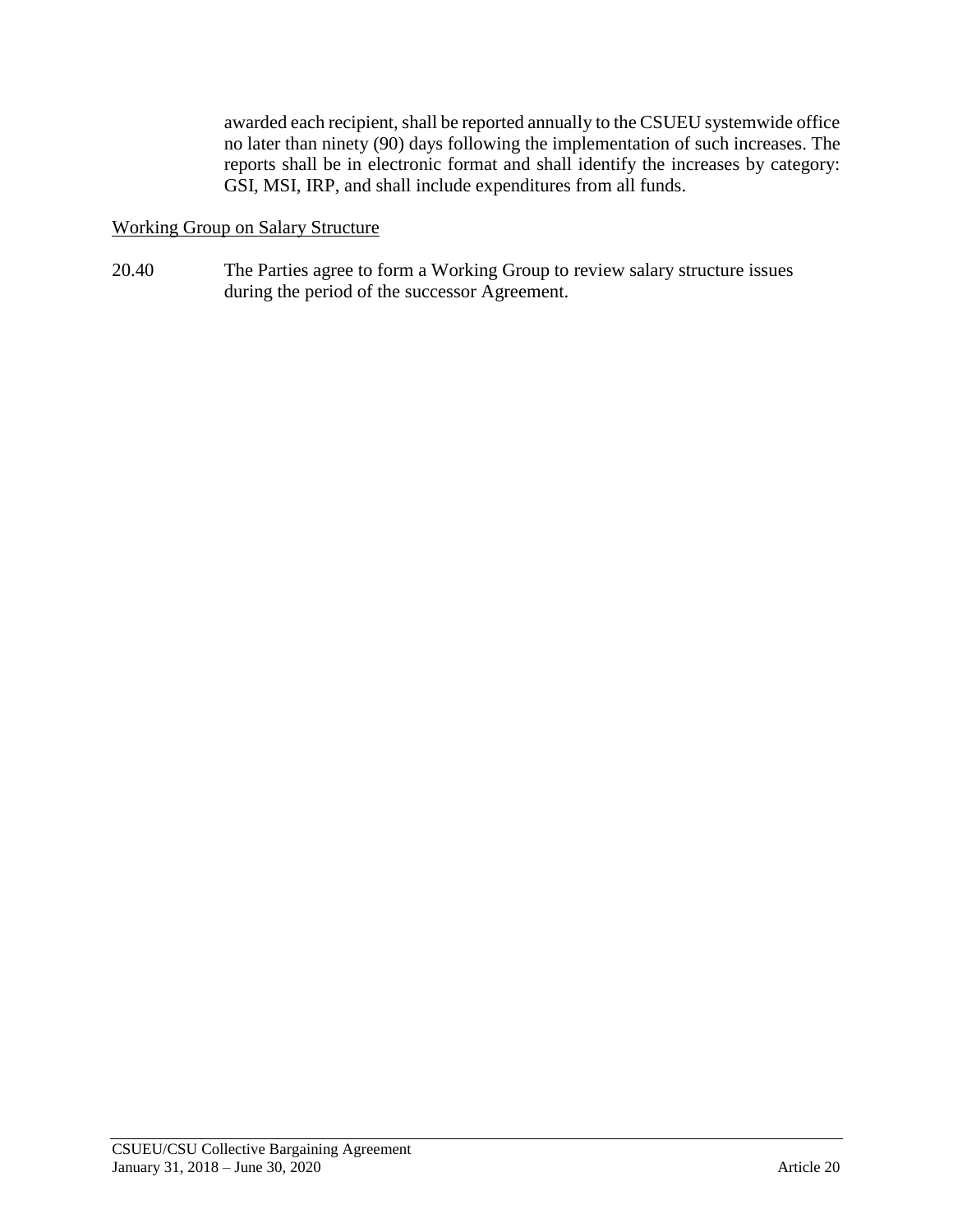awarded each recipient, shall be reported annually to the CSUEU systemwide office no later than ninety (90) days following the implementation of such increases. The reports shall be in electronic format and shall identify the increases by category: GSI, MSI, IRP, and shall include expenditures from all funds.

<u>Working Group on Salary Structure</u>

20.40 The Parties agree to form a Working Group to review salary structure issues during the period of the successor Agreement.